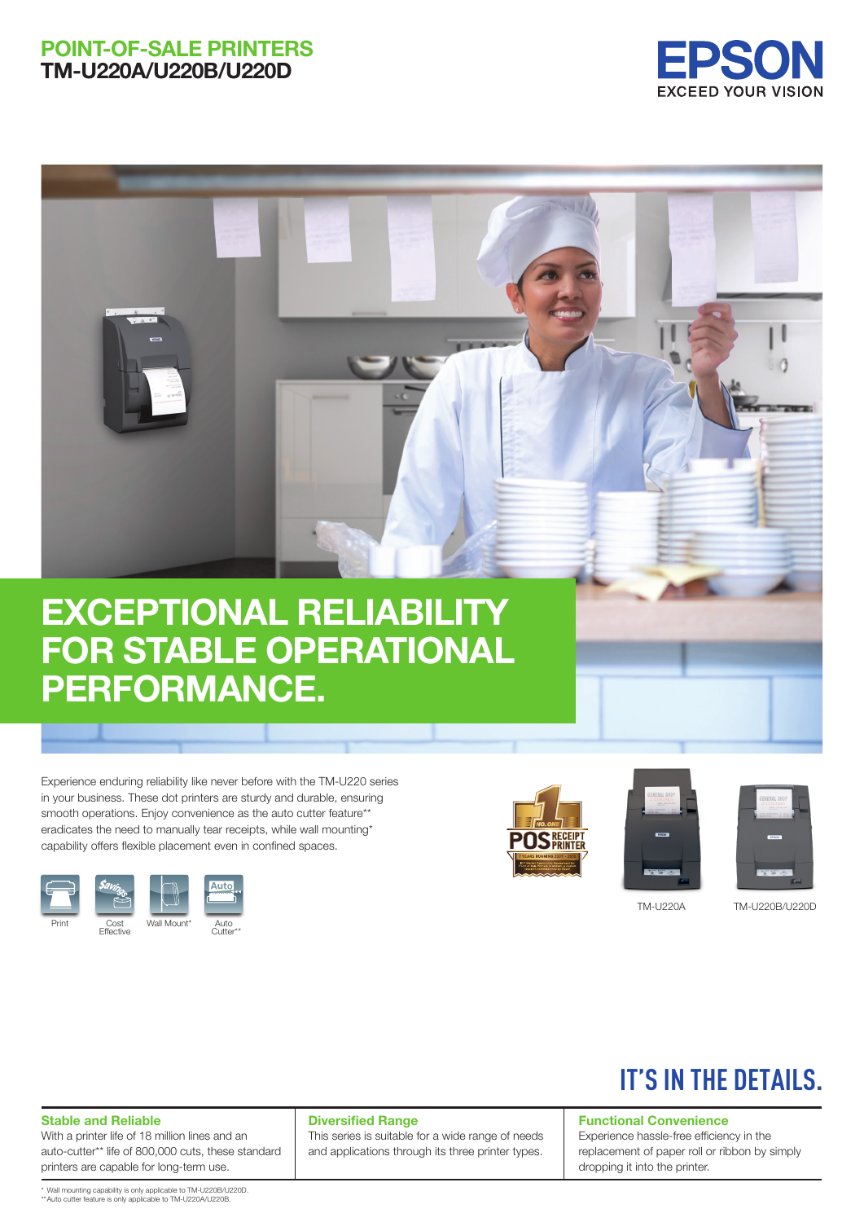# POINT-OF-SALE PRINTERS
## TM-U220A/U220B/U220D

EPSON
EXCEED YOUR VISION

# EXCEPTIONAL RELIABILITY FOR STABLE OPERATIONAL PERFORMANCE.

Experience enduring reliability like never before with the TM-U220 series in your business. These dot printers are sturdy and durable, ensuring smooth operations. Enjoy convenience as the auto cutter feature** eradicates the need to manually tear receipts, while wall mounting* capability offers flexible placement even in confined spaces.

Print | Cost Effective | Wall Mount* | Auto Cutter**

TM-U220A

TM-U220B/U220D

## IT'S IN THE DETAILS.

### Stable and Reliable

With a printer life of 18 million lines and an auto-cutter** life of 800,000 cuts, these standard printers are capable for long-term use.

### Diversified Range

This series is suitable for a wide range of needs and applications through its three printer types.

### Functional Convenience

Experience hassle-free efficiency in the replacement of paper roll or ribbon by simply dropping it into the printer.

\* Wall mounting capability is only applicable to TM-U220B/U220D.
** Auto cutter feature is only applicable to TM-U220A/U220B.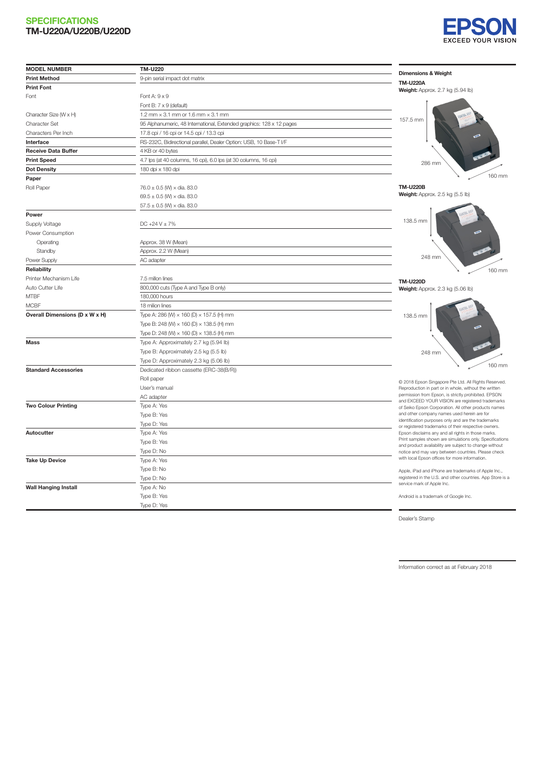## SPECIFICATIONS
## TM-U220A/U220B/U220D

EPSON
EXCEED YOUR VISION

| MODEL NUMBER | TM-U220 |
|---|---|
| **Print Method** | 9-pin serial impact dot matrix |
| **Print Font** | |
| Font | Font A: 9 x 9 |
| | Font B: 7 x 9 (default) |
| Character Size (W x H) | 1.2 mm × 3.1 mm or 1.6 mm × 3.1 mm |
| Character Set | 95 Alphanumeric, 48 International, Extended graphics: 128 x 12 pages |
| Characters Per Inch | 17.8 cpi / 16 cpi or 14.5 cpi / 13.3 cpi |
| **Interface** | RS-232C, Bidirectional parallel, Dealer Option: USB, 10 Base-T I/F |
| **Receive Data Buffer** | 4 KB or 40 bytes |
| **Print Speed** | 4.7 lps (at 40 columns, 16 cpi), 6.0 lps (at 30 columns, 16 cpi) |
| **Dot Density** | 180 dpi x 180 dpi |
| **Paper** | |
| Roll Paper | 76.0 ± 0.5 (W) × dia. 83.0 |
| | 69.5 ± 0.5 (W) × dia. 83.0 |
| | 57.5 ± 0.5 (W) × dia. 83.0 |
| **Power** | |
| Supply Voltage | DC +24 V ± 7% |
| Power Consumption | |
| Operating | Approx. 38 W (Mean) |
| Standby | Approx. 2.2 W (Mean) |
| Power Supply | AC adapter |
| **Reliability** | |
| Printer Mechanism Life | 7.5 millon lines |
| Auto Cutter Life | 800,000 cuts (Type A and Type B only) |
| MTBF | 180,000 hours |
| MCBF | 18 milion lines |
| **Overall Dimensions (D x W x H)** | Type A: 286 (W) × 160 (D) × 157.5 (H) mm |
| | Type B: 248 (W) × 160 (D) × 138.5 (H) mm |
| | Type D: 248 (W) × 160 (D) × 138.5 (H) mm |
| **Mass** | Type A: Approximately 2.7 kg (5.94 lb) |
| | Type B: Approximately 2.5 kg (5.5 lb) |
| | Type D: Approximately 2.3 kg (5.06 lb) |
| **Standard Accessories** | Dedicated ribbon cassette (ERC-38(B/R)) |
| | Roll paper |
| | User's manual |
| | AC adapter |
| **Two Colour Printing** | Type A: Yes |
| | Type B: Yes |
| | Type D: Yes |
| **Autocutter** | Type A: Yes |
| | Type B: Yes |
| | Type D: No |
| **Take Up Device** | Type A: Yes |
| | Type B: No |
| | Type D: No |
| **Wall Hanging Install** | Type A: No |
| | Type B: Yes |
| | Type D: Yes |

**Dimensions & Weight**

**TM-U220A**
**Weight:** Approx. 2.7 kg (5.94 lb)

157.5 mm
286 mm
160 mm

**TM-U220B**
**Weight:** Approx. 2.5 kg (5.5 lb)

138.5 mm
248 mm
160 mm

**TM-U220D**
**Weight:** Approx. 2.3 kg (5.06 lb)

138.5 mm
248 mm
160 mm

© 2018 Epson Singapore Pte Ltd. All Rights Reserved. Reproduction in part or in whole, without the written permission from Epson, is strictly prohibited. EPSON and EXCEED YOUR VISION are registered trademarks of Seiko Epson Corporation. All other products names and other company names used herein are for identification purposes only and are the trademarks or registered trademarks of their respective owners. Epson disclaims any and all rights in those marks. Print samples shown are simulations only. Specifications and product availability are subject to change without notice and may vary between countries. Please check with local Epson offices for more information.

Apple, iPad and iPhone are trademarks of Apple Inc., registered in the U.S. and other countries. App Store is a service mark of Apple Inc.

Android is a trademark of Google Inc.

Dealer's Stamp

Information correct as at February 2018